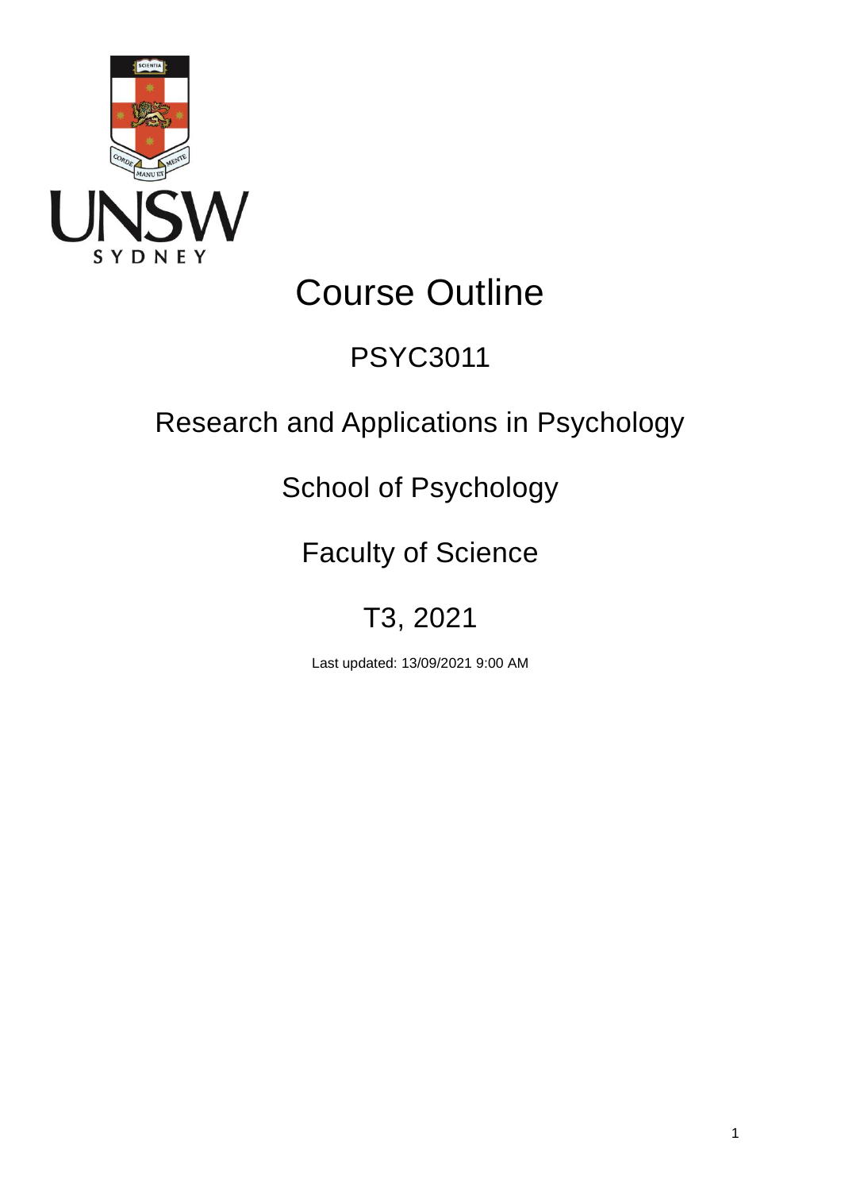# Course Outline

## PSYC3011

## Research and Applications in Psychology

## School of Psychology

## Faculty of Science

## T3, 2021

Last updated: 13/09/2021 9:00 AM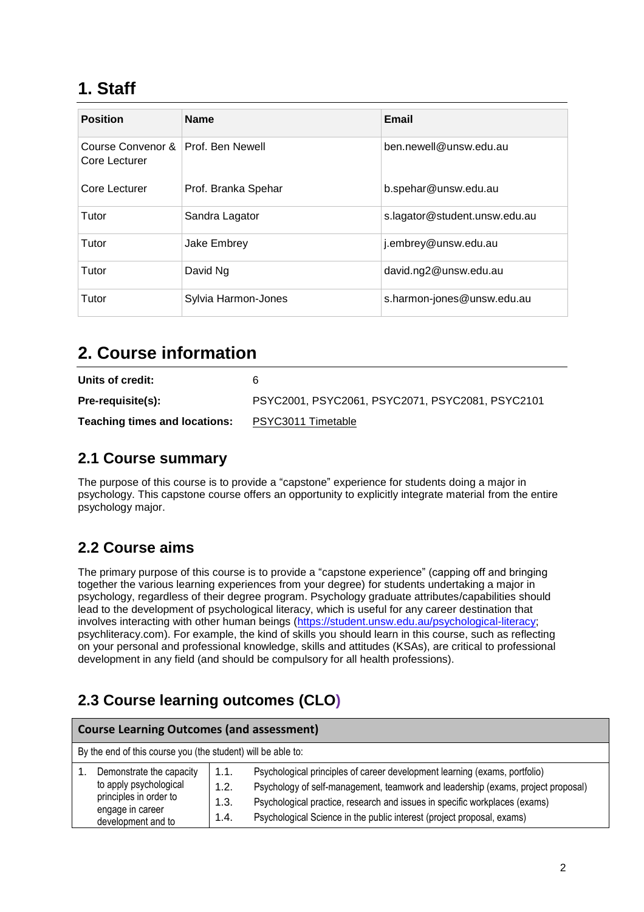# 1. Staff

| Position | Name | Email |
| --- | --- | --- |
| Course Convenor & Core Lecturer | Prof. Ben Newell | ben.newell@unsw.edu.au |
| Core Lecturer | Prof. Branka Spehar | b.spehar@unsw.edu.au |
| Tutor | Sandra Lagator | s.lagator@student.unsw.edu.au |
| Tutor | Jake Embrey | j.embrey@unsw.edu.au |
| Tutor | David Ng | david.ng2@unsw.edu.au |
| Tutor | Sylvia Harmon-Jones | s.harmon-jones@unsw.edu.au |

# 2. Course information

**Units of credit:** 6

**Pre-requisite(s):** PSYC2001, PSYC2061, PSYC2071, PSYC2081, PSYC2101

**Teaching times and locations:** PSYC3011 Timetable

## 2.1 Course summary

The purpose of this course is to provide a "capstone" experience for students doing a major in psychology. This capstone course offers an opportunity to explicitly integrate material from the entire psychology major.

## 2.2 Course aims

The primary purpose of this course is to provide a "capstone experience" (capping off and bringing together the various learning experiences from your degree) for students undertaking a major in psychology, regardless of their degree program. Psychology graduate attributes/capabilities should lead to the development of psychological literacy, which is useful for any career destination that involves interacting with other human beings (https://student.unsw.edu.au/psychological-literacy; psychliteracy.com). For example, the kind of skills you should learn in this course, such as reflecting on your personal and professional knowledge, skills and attitudes (KSAs), are critical to professional development in any field (and should be compulsory for all health professions).

## 2.3 Course learning outcomes (CLO)

| Course Learning Outcomes (and assessment) | | |
| --- | --- | --- |
| By the end of this course you (the student) will be able to: | | |
| 1. Demonstrate the capacity to apply psychological principles in order to engage in career development and to | 1.1. | Psychological principles of career development learning (exams, portfolio) |
| | 1.2. | Psychology of self-management, teamwork and leadership (exams, project proposal) |
| | 1.3. | Psychological practice, research and issues in specific workplaces (exams) |
| | 1.4. | Psychological Science in the public interest (project proposal, exams) |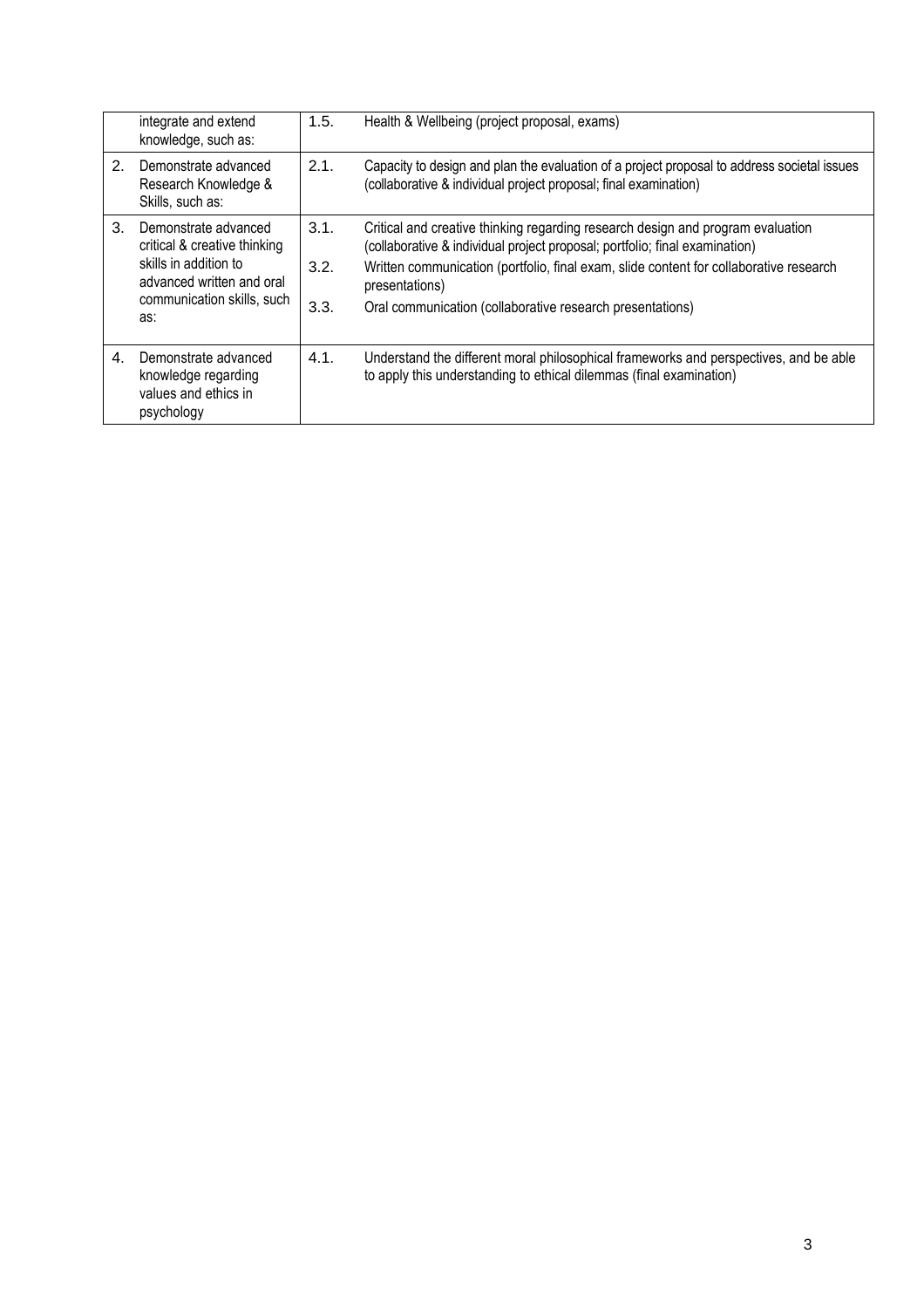|  |  |  |  |
|---|---|---|---|
|  | integrate and extend knowledge, such as: | 1.5. | Health & Wellbeing (project proposal, exams) |
| 2. | Demonstrate advanced Research Knowledge & Skills, such as: | 2.1. | Capacity to design and plan the evaluation of a project proposal to address societal issues (collaborative & individual project proposal; final examination) |
| 3. | Demonstrate advanced critical & creative thinking skills in addition to advanced written and oral communication skills, such as: | 3.1. | Critical and creative thinking regarding research design and program evaluation (collaborative & individual project proposal; portfolio; final examination) |
|  |  | 3.2. | Written communication (portfolio, final exam, slide content for collaborative research presentations) |
|  |  | 3.3. | Oral communication (collaborative research presentations) |
| 4. | Demonstrate advanced knowledge regarding values and ethics in psychology | 4.1. | Understand the different moral philosophical frameworks and perspectives, and be able to apply this understanding to ethical dilemmas (final examination) |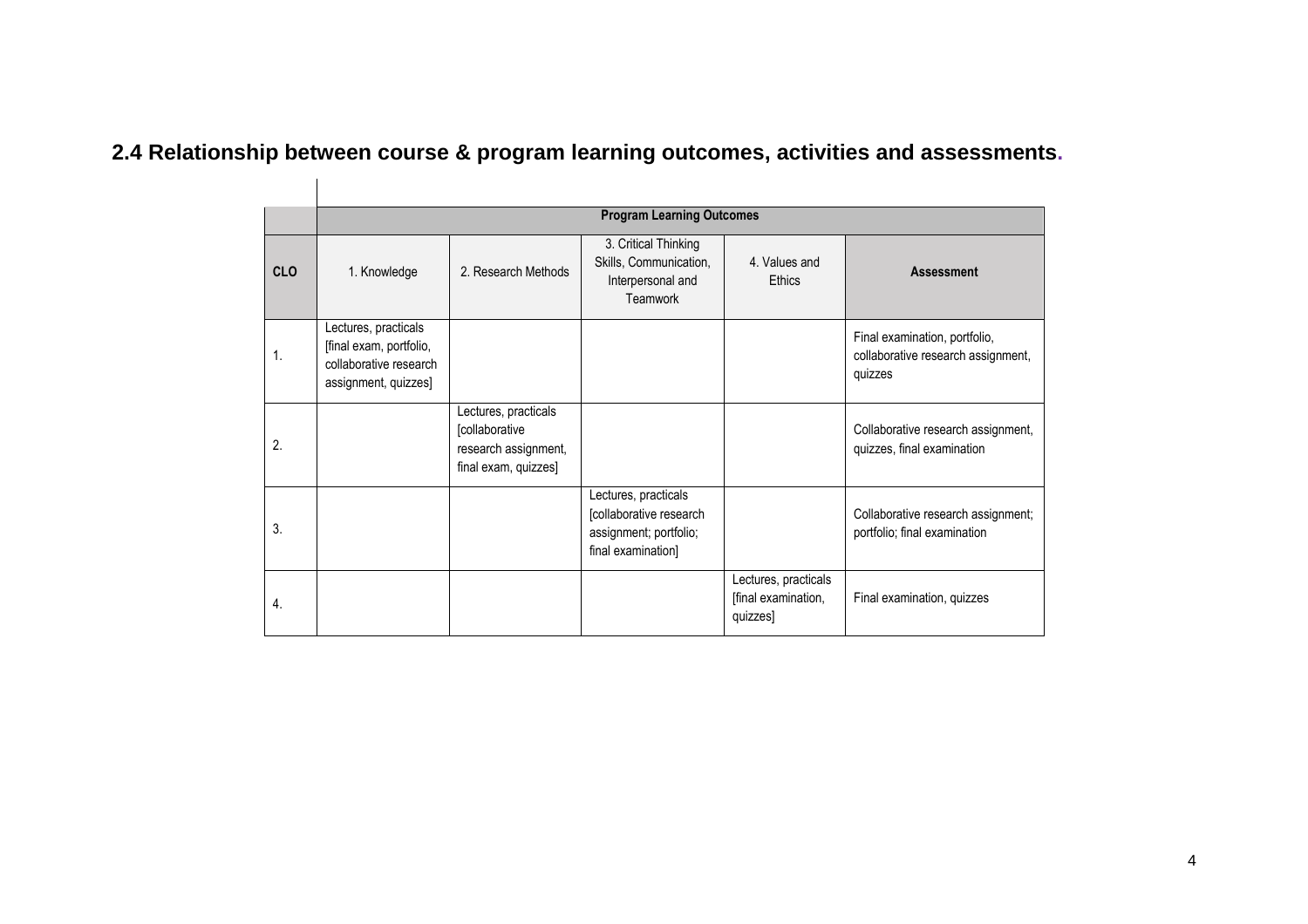## 2.4 Relationship between course & program learning outcomes, activities and assessments.

| | Program Learning Outcomes | | | | |
|---|---|---|---|---|---|
| **CLO** | 1. Knowledge | 2. Research Methods | 3. Critical Thinking Skills, Communication, Interpersonal and Teamwork | 4. Values and Ethics | **Assessment** |
| 1. | Lectures, practicals [final exam, portfolio, collaborative research assignment, quizzes] | | | | Final examination, portfolio, collaborative research assignment, quizzes |
| 2. | | Lectures, practicals [collaborative research assignment, final exam, quizzes] | | | Collaborative research assignment, quizzes, final examination |
| 3. | | | Lectures, practicals [collaborative research assignment; portfolio; final examination] | | Collaborative research assignment; portfolio; final examination |
| 4. | | | | Lectures, practicals [final examination, quizzes] | Final examination, quizzes |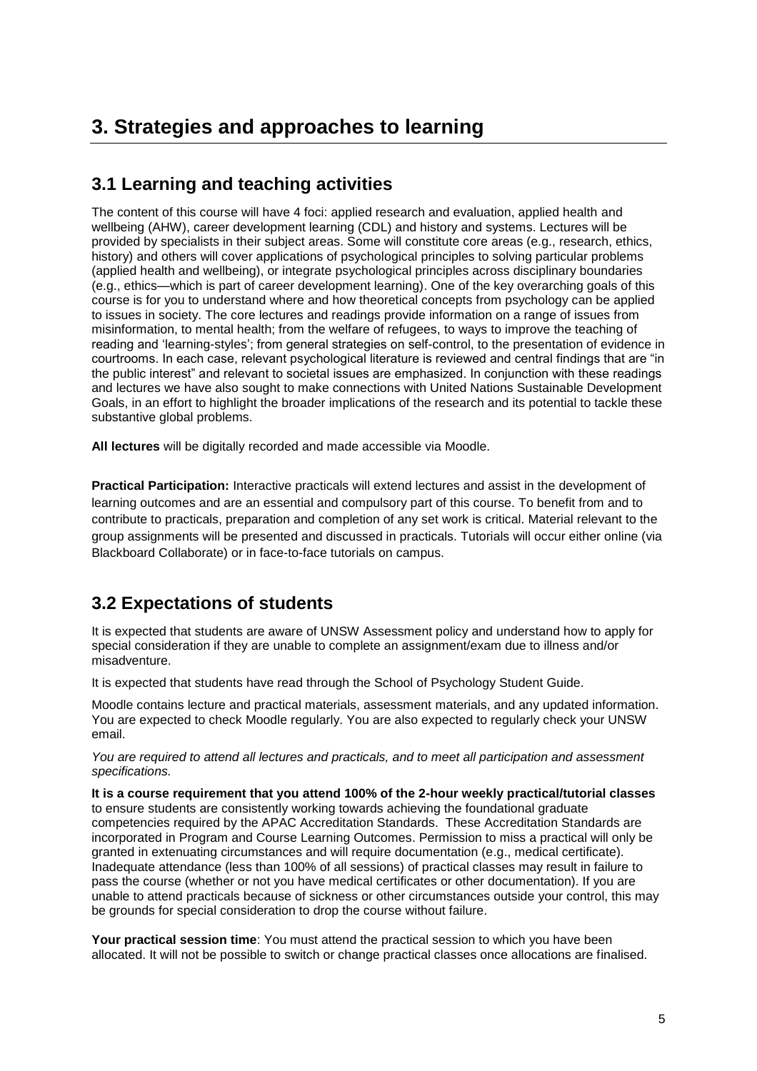# 3. Strategies and approaches to learning

## 3.1 Learning and teaching activities

The content of this course will have 4 foci: applied research and evaluation, applied health and wellbeing (AHW), career development learning (CDL) and history and systems. Lectures will be provided by specialists in their subject areas. Some will constitute core areas (e.g., research, ethics, history) and others will cover applications of psychological principles to solving particular problems (applied health and wellbeing), or integrate psychological principles across disciplinary boundaries (e.g., ethics—which is part of career development learning). One of the key overarching goals of this course is for you to understand where and how theoretical concepts from psychology can be applied to issues in society. The core lectures and readings provide information on a range of issues from misinformation, to mental health; from the welfare of refugees, to ways to improve the teaching of reading and 'learning-styles'; from general strategies on self-control, to the presentation of evidence in courtrooms. In each case, relevant psychological literature is reviewed and central findings that are "in the public interest" and relevant to societal issues are emphasized. In conjunction with these readings and lectures we have also sought to make connections with United Nations Sustainable Development Goals, in an effort to highlight the broader implications of the research and its potential to tackle these substantive global problems.

**All lectures** will be digitally recorded and made accessible via Moodle.

**Practical Participation:** Interactive practicals will extend lectures and assist in the development of learning outcomes and are an essential and compulsory part of this course. To benefit from and to contribute to practicals, preparation and completion of any set work is critical. Material relevant to the group assignments will be presented and discussed in practicals. Tutorials will occur either online (via Blackboard Collaborate) or in face-to-face tutorials on campus.

## 3.2 Expectations of students

It is expected that students are aware of UNSW Assessment policy and understand how to apply for special consideration if they are unable to complete an assignment/exam due to illness and/or misadventure.

It is expected that students have read through the School of Psychology Student Guide.

Moodle contains lecture and practical materials, assessment materials, and any updated information. You are expected to check Moodle regularly. You are also expected to regularly check your UNSW email.

*You are required to attend all lectures and practicals, and to meet all participation and assessment specifications.*

**It is a course requirement that you attend 100% of the 2-hour weekly practical/tutorial classes** to ensure students are consistently working towards achieving the foundational graduate competencies required by the APAC Accreditation Standards. These Accreditation Standards are incorporated in Program and Course Learning Outcomes. Permission to miss a practical will only be granted in extenuating circumstances and will require documentation (e.g., medical certificate). Inadequate attendance (less than 100% of all sessions) of practical classes may result in failure to pass the course (whether or not you have medical certificates or other documentation). If you are unable to attend practicals because of sickness or other circumstances outside your control, this may be grounds for special consideration to drop the course without failure.

**Your practical session time**: You must attend the practical session to which you have been allocated. It will not be possible to switch or change practical classes once allocations are finalised.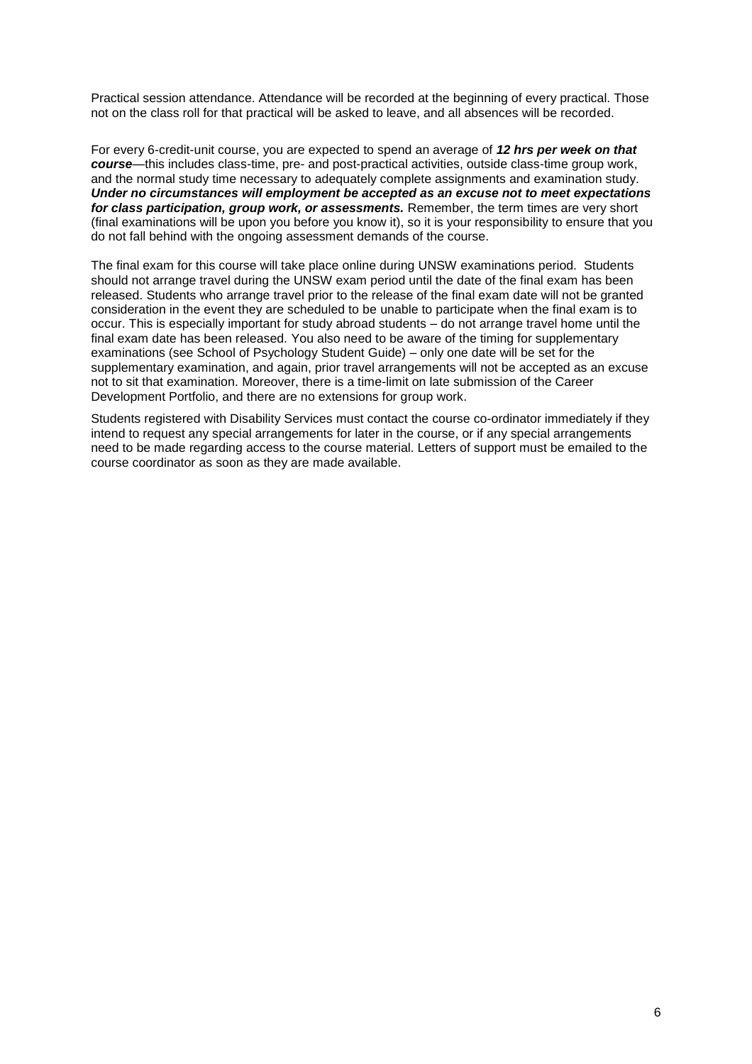Practical session attendance. Attendance will be recorded at the beginning of every practical. Those not on the class roll for that practical will be asked to leave, and all absences will be recorded.

For every 6-credit-unit course, you are expected to spend an average of ***12 hrs per week on that course***—this includes class-time, pre- and post-practical activities, outside class-time group work, and the normal study time necessary to adequately complete assignments and examination study. ***Under no circumstances will employment be accepted as an excuse not to meet expectations for class participation, group work, or assessments.*** Remember, the term times are very short (final examinations will be upon you before you know it), so it is your responsibility to ensure that you do not fall behind with the ongoing assessment demands of the course.

The final exam for this course will take place online during UNSW examinations period. Students should not arrange travel during the UNSW exam period until the date of the final exam has been released. Students who arrange travel prior to the release of the final exam date will not be granted consideration in the event they are scheduled to be unable to participate when the final exam is to occur. This is especially important for study abroad students – do not arrange travel home until the final exam date has been released. You also need to be aware of the timing for supplementary examinations (see School of Psychology Student Guide) – only one date will be set for the supplementary examination, and again, prior travel arrangements will not be accepted as an excuse not to sit that examination. Moreover, there is a time-limit on late submission of the Career Development Portfolio, and there are no extensions for group work.

Students registered with Disability Services must contact the course co-ordinator immediately if they intend to request any special arrangements for later in the course, or if any special arrangements need to be made regarding access to the course material. Letters of support must be emailed to the course coordinator as soon as they are made available.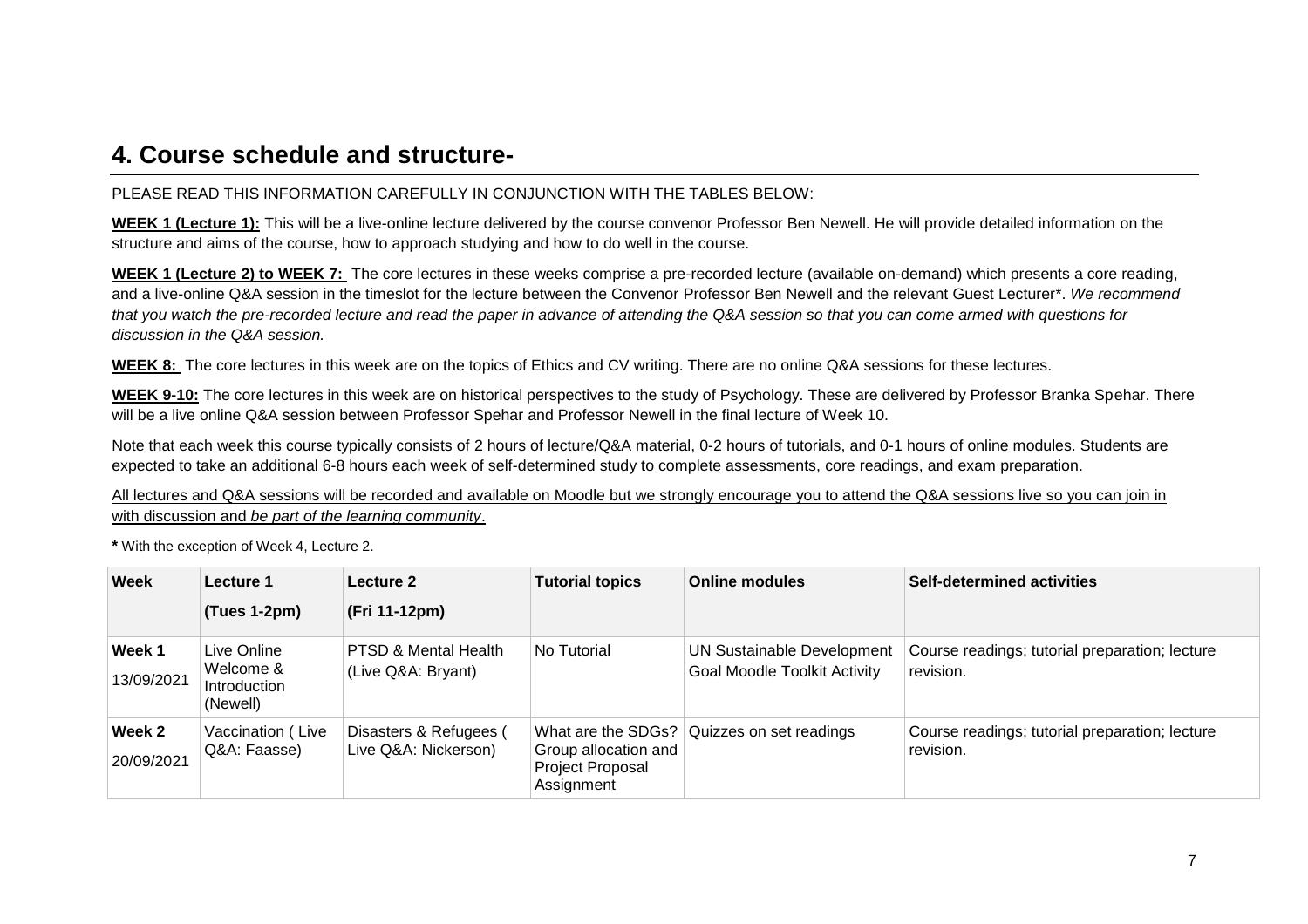## 4. Course schedule and structure-

PLEASE READ THIS INFORMATION CAREFULLY IN CONJUNCTION WITH THE TABLES BELOW:

**WEEK 1 (Lecture 1):** This will be a live-online lecture delivered by the course convenor Professor Ben Newell. He will provide detailed information on the structure and aims of the course, how to approach studying and how to do well in the course.

**WEEK 1 (Lecture 2) to WEEK 7:** The core lectures in these weeks comprise a pre-recorded lecture (available on-demand) which presents a core reading, and a live-online Q&A session in the timeslot for the lecture between the Convenor Professor Ben Newell and the relevant Guest Lecturer*. *We recommend that you watch the pre-recorded lecture and read the paper in advance of attending the Q&A session so that you can come armed with questions for discussion in the Q&A session.*

**WEEK 8:** The core lectures in this week are on the topics of Ethics and CV writing. There are no online Q&A sessions for these lectures.

**WEEK 9-10:** The core lectures in this week are on historical perspectives to the study of Psychology. These are delivered by Professor Branka Spehar. There will be a live online Q&A session between Professor Spehar and Professor Newell in the final lecture of Week 10.

Note that each week this course typically consists of 2 hours of lecture/Q&A material, 0-2 hours of tutorials, and 0-1 hours of online modules. Students are expected to take an additional 6-8 hours each week of self-determined study to complete assessments, core readings, and exam preparation.

All lectures and Q&A sessions will be recorded and available on Moodle but we strongly encourage you to attend the Q&A sessions live so you can join in with discussion and *be part of the learning community*.

**\*** With the exception of Week 4, Lecture 2.

| Week | Lecture 1 (Tues 1-2pm) | Lecture 2 (Fri 11-12pm) | Tutorial topics | Online modules | Self-determined activities |
|---|---|---|---|---|---|
| **Week 1** 13/09/2021 | Live Online Welcome & Introduction (Newell) | PTSD & Mental Health (Live Q&A: Bryant) | No Tutorial | UN Sustainable Development Goal Moodle Toolkit Activity | Course readings; tutorial preparation; lecture revision. |
| **Week 2** 20/09/2021 | Vaccination ( Live Q&A: Faasse) | Disasters & Refugees ( Live Q&A: Nickerson) | What are the SDGs? Group allocation and Project Proposal Assignment | Quizzes on set readings | Course readings; tutorial preparation; lecture revision. |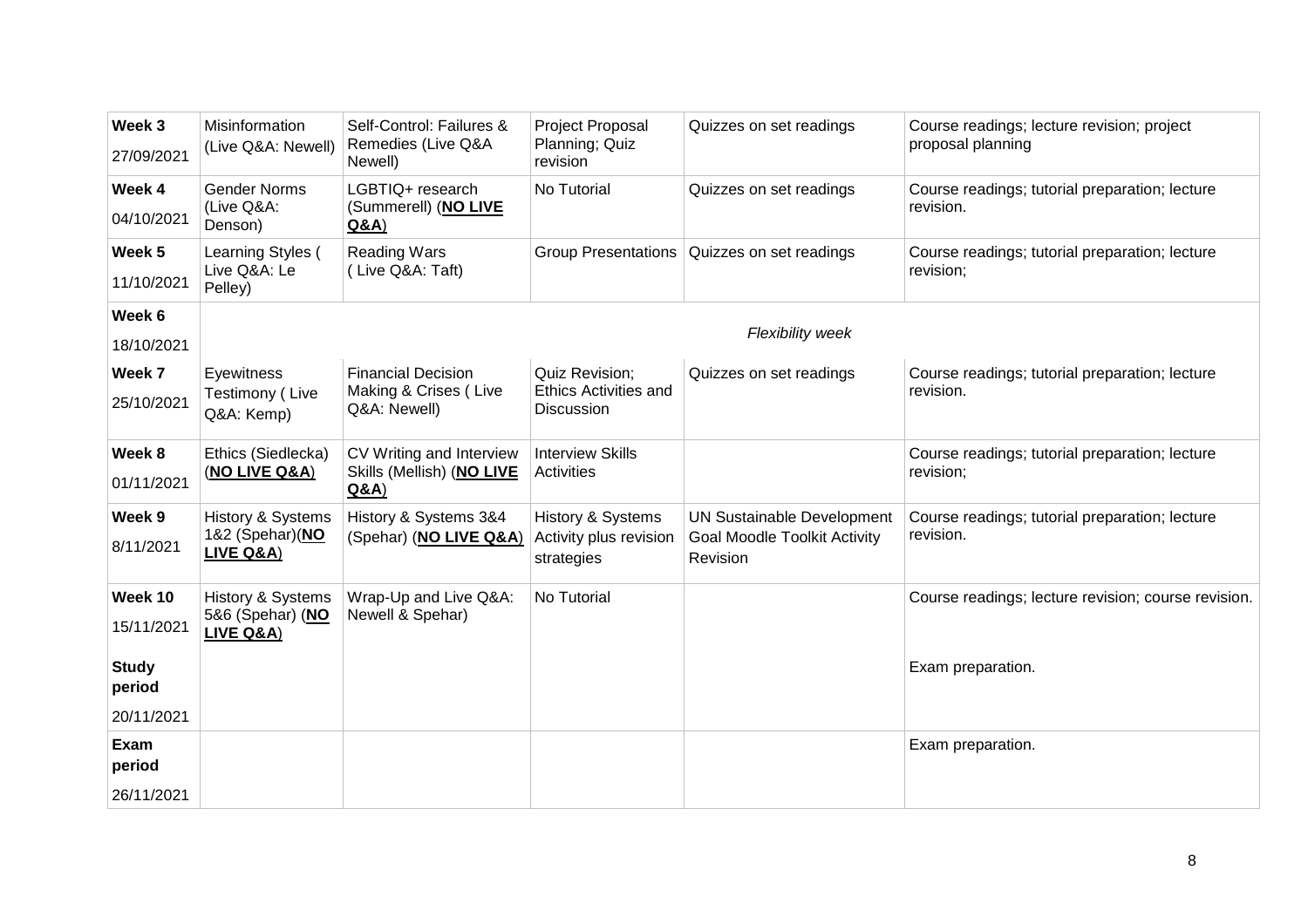| | | | | | |
|---|---|---|---|---|---|
| **Week 3** 27/09/2021 | Misinformation (Live Q&A: Newell) | Self-Control: Failures & Remedies (Live Q&A Newell) | Project Proposal Planning; Quiz revision | Quizzes on set readings | Course readings; lecture revision; project proposal planning |
| **Week 4** 04/10/2021 | Gender Norms (Live Q&A: Denson) | LGBTIQ+ research (Summerell) (**NO LIVE Q&A**) | No Tutorial | Quizzes on set readings | Course readings; tutorial preparation; lecture revision. |
| **Week 5** 11/10/2021 | Learning Styles ( Live Q&A: Le Pelley) | Reading Wars ( Live Q&A: Taft) | Group Presentations | Quizzes on set readings | Course readings; tutorial preparation; lecture revision; |
| **Week 6** 18/10/2021 | *Flexibility week* | | | | |
| **Week 7** 25/10/2021 | Eyewitness Testimony ( Live Q&A: Kemp) | Financial Decision Making & Crises ( Live Q&A: Newell) | Quiz Revision; Ethics Activities and Discussion | Quizzes on set readings | Course readings; tutorial preparation; lecture revision. |
| **Week 8** 01/11/2021 | Ethics (Siedlecka) (**NO LIVE Q&A**) | CV Writing and Interview Skills (Mellish) (**NO LIVE Q&A**) | Interview Skills Activities | | Course readings; tutorial preparation; lecture revision; |
| **Week 9** 8/11/2021 | History & Systems 1&2 (Spehar)(**NO LIVE Q&A**) | History & Systems 3&4 (Spehar) (**NO LIVE Q&A**) | History & Systems Activity plus revision strategies | UN Sustainable Development Goal Moodle Toolkit Activity Revision | Course readings; tutorial preparation; lecture revision. |
| **Week 10** 15/11/2021 | History & Systems 5&6 (Spehar) (**NO LIVE Q&A**) | Wrap-Up and Live Q&A: Newell & Spehar) | No Tutorial | | Course readings; lecture revision; course revision. |
| **Study period** 20/11/2021 | | | | | Exam preparation. |
| **Exam period** 26/11/2021 | | | | | Exam preparation. |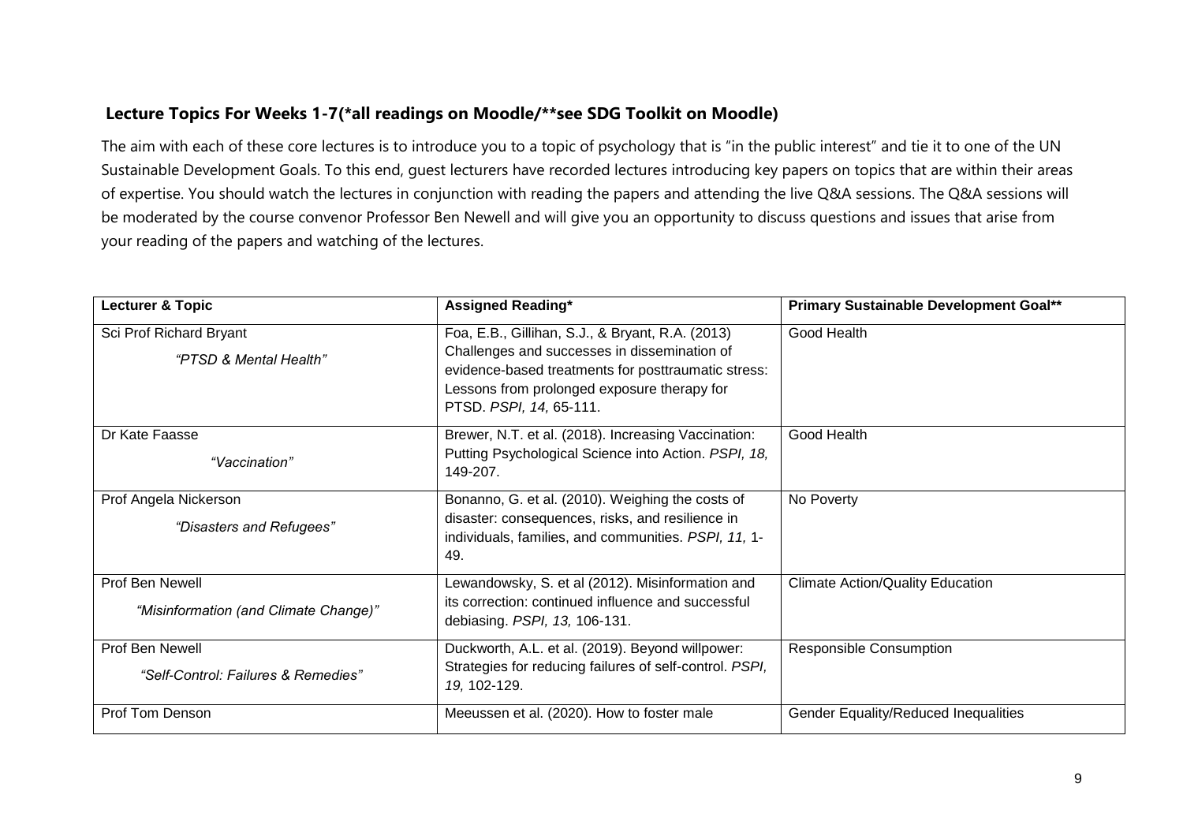### Lecture Topics For Weeks 1-7(*all readings on Moodle/**see SDG Toolkit on Moodle)

The aim with each of these core lectures is to introduce you to a topic of psychology that is "in the public interest" and tie it to one of the UN Sustainable Development Goals. To this end, guest lecturers have recorded lectures introducing key papers on topics that are within their areas of expertise. You should watch the lectures in conjunction with reading the papers and attending the live Q&A sessions. The Q&A sessions will be moderated by the course convenor Professor Ben Newell and will give you an opportunity to discuss questions and issues that arise from your reading of the papers and watching of the lectures.

| **Lecturer & Topic** | **Assigned Reading*** | **Primary Sustainable Development Goal**** |
|---|---|---|
| Sci Prof Richard Bryant<br>*"PTSD & Mental Health"* | Foa, E.B., Gillihan, S.J., & Bryant, R.A. (2013) Challenges and successes in dissemination of evidence-based treatments for posttraumatic stress: Lessons from prolonged exposure therapy for PTSD. *PSPI, 14,* 65-111. | Good Health |
| Dr Kate Faasse<br>*"Vaccination"* | Brewer, N.T. et al. (2018). Increasing Vaccination: Putting Psychological Science into Action. *PSPI, 18,* 149-207. | Good Health |
| Prof Angela Nickerson<br>*"Disasters and Refugees"* | Bonanno, G. et al. (2010). Weighing the costs of disaster: consequences, risks, and resilience in individuals, families, and communities. *PSPI, 11,* 1-49. | No Poverty |
| Prof Ben Newell<br>*"Misinformation (and Climate Change)"* | Lewandowsky, S. et al (2012). Misinformation and its correction: continued influence and successful debiasing. *PSPI, 13,* 106-131. | Climate Action/Quality Education |
| Prof Ben Newell<br>*"Self-Control: Failures & Remedies"* | Duckworth, A.L. et al. (2019). Beyond willpower: Strategies for reducing failures of self-control. *PSPI, 19,* 102-129. | Responsible Consumption |
| Prof Tom Denson | Meeussen et al. (2020). How to foster male | Gender Equality/Reduced Inequalities |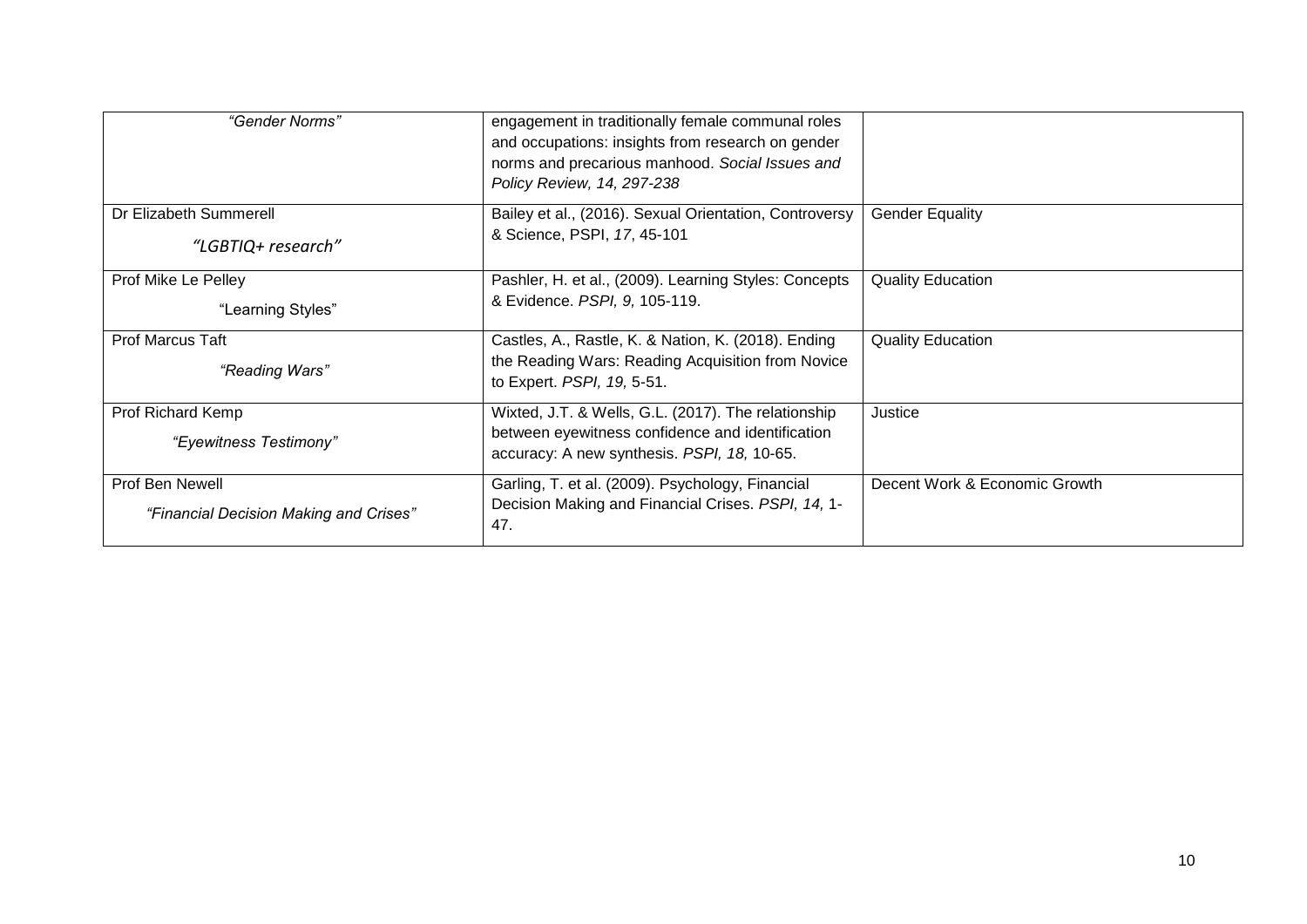| | | |
|---|---|---|
| *"Gender Norms"* | engagement in traditionally female communal roles and occupations: insights from research on gender norms and precarious manhood. *Social Issues and Policy Review, 14, 297-238* | |
| Dr Elizabeth Summerell<br>*"LGBTIQ+ research"* | Bailey et al., (2016). Sexual Orientation, Controversy & Science, PSPI, *17*, 45-101 | Gender Equality |
| Prof Mike Le Pelley<br>"Learning Styles" | Pashler, H. et al., (2009). Learning Styles: Concepts & Evidence. *PSPI, 9,* 105-119. | Quality Education |
| Prof Marcus Taft<br>*"Reading Wars"* | Castles, A., Rastle, K. & Nation, K. (2018). Ending the Reading Wars: Reading Acquisition from Novice to Expert. *PSPI, 19,* 5-51. | Quality Education |
| Prof Richard Kemp<br>*"Eyewitness Testimony"* | Wixted, J.T. & Wells, G.L. (2017). The relationship between eyewitness confidence and identification accuracy: A new synthesis. *PSPI, 18,* 10-65. | Justice |
| Prof Ben Newell<br>*"Financial Decision Making and Crises"* | Garling, T. et al. (2009). Psychology, Financial Decision Making and Financial Crises. *PSPI, 14,* 1-47. | Decent Work & Economic Growth |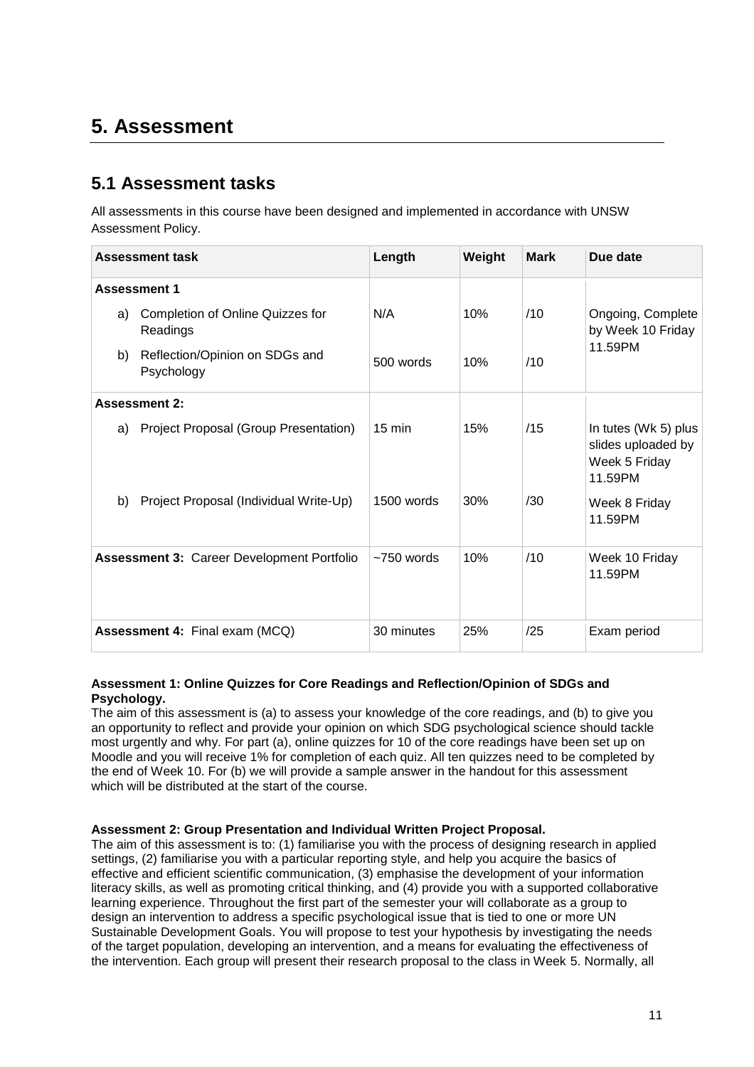# 5. Assessment

## 5.1 Assessment tasks

All assessments in this course have been designed and implemented in accordance with UNSW Assessment Policy.

| Assessment task | Length | Weight | Mark | Due date |
|---|---|---|---|---|
| **Assessment 1** | | | | |
| a) Completion of Online Quizzes for Readings | N/A | 10% | /10 | Ongoing, Complete by Week 10 Friday 11.59PM |
| b) Reflection/Opinion on SDGs and Psychology | 500 words | 10% | /10 | |
| **Assessment 2:** | | | | |
| a) Project Proposal (Group Presentation) | 15 min | 15% | /15 | In tutes (Wk 5) plus slides uploaded by Week 5 Friday 11.59PM |
| b) Project Proposal (Individual Write-Up) | 1500 words | 30% | /30 | Week 8 Friday 11.59PM |
| **Assessment 3:** Career Development Portfolio | ~750 words | 10% | /10 | Week 10 Friday 11.59PM |
| **Assessment 4:** Final exam (MCQ) | 30 minutes | 25% | /25 | Exam period |

**Assessment 1: Online Quizzes for Core Readings and Reflection/Opinion of SDGs and Psychology.**
The aim of this assessment is (a) to assess your knowledge of the core readings, and (b) to give you an opportunity to reflect and provide your opinion on which SDG psychological science should tackle most urgently and why. For part (a), online quizzes for 10 of the core readings have been set up on Moodle and you will receive 1% for completion of each quiz. All ten quizzes need to be completed by the end of Week 10. For (b) we will provide a sample answer in the handout for this assessment which will be distributed at the start of the course.

**Assessment 2: Group Presentation and Individual Written Project Proposal.**
The aim of this assessment is to: (1) familiarise you with the process of designing research in applied settings, (2) familiarise you with a particular reporting style, and help you acquire the basics of effective and efficient scientific communication, (3) emphasise the development of your information literacy skills, as well as promoting critical thinking, and (4) provide you with a supported collaborative learning experience. Throughout the first part of the semester your will collaborate as a group to design an intervention to address a specific psychological issue that is tied to one or more UN Sustainable Development Goals. You will propose to test your hypothesis by investigating the needs of the target population, developing an intervention, and a means for evaluating the effectiveness of the intervention. Each group will present their research proposal to the class in Week 5. Normally, all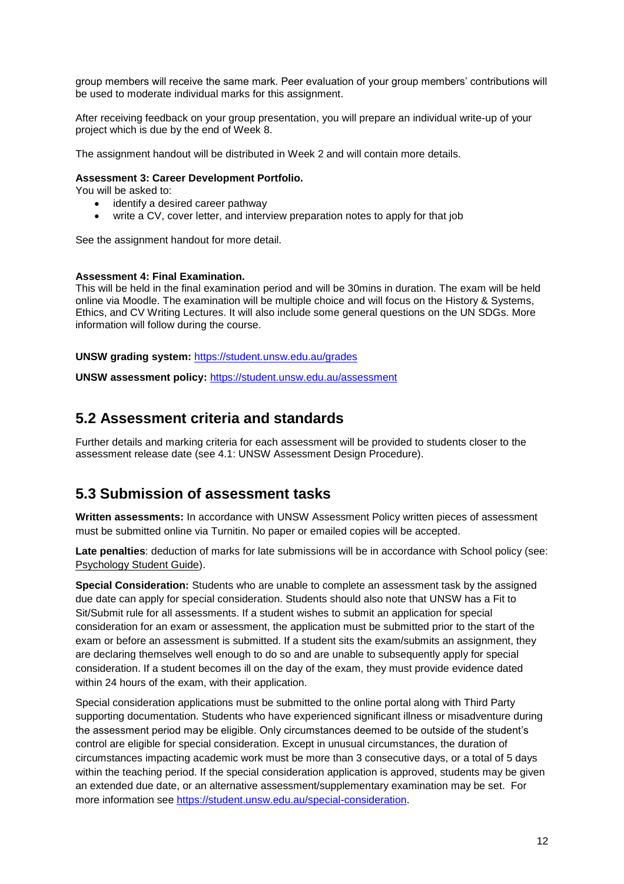group members will receive the same mark. Peer evaluation of your group members' contributions will be used to moderate individual marks for this assignment.

After receiving feedback on your group presentation, you will prepare an individual write-up of your project which is due by the end of Week 8.

The assignment handout will be distributed in Week 2 and will contain more details.

**Assessment 3: Career Development Portfolio.**
You will be asked to:

- identify a desired career pathway
- write a CV, cover letter, and interview preparation notes to apply for that job

See the assignment handout for more detail.

**Assessment 4: Final Examination.**
This will be held in the final examination period and will be 30mins in duration. The exam will be held online via Moodle. The examination will be multiple choice and will focus on the History & Systems, Ethics, and CV Writing Lectures. It will also include some general questions on the UN SDGs. More information will follow during the course.

**UNSW grading system:** https://student.unsw.edu.au/grades

**UNSW assessment policy:** https://student.unsw.edu.au/assessment

## 5.2 Assessment criteria and standards

Further details and marking criteria for each assessment will be provided to students closer to the assessment release date (see 4.1: UNSW Assessment Design Procedure).

## 5.3 Submission of assessment tasks

**Written assessments:** In accordance with UNSW Assessment Policy written pieces of assessment must be submitted online via Turnitin. No paper or emailed copies will be accepted.

**Late penalties**: deduction of marks for late submissions will be in accordance with School policy (see: Psychology Student Guide).

**Special Consideration:** Students who are unable to complete an assessment task by the assigned due date can apply for special consideration. Students should also note that UNSW has a Fit to Sit/Submit rule for all assessments. If a student wishes to submit an application for special consideration for an exam or assessment, the application must be submitted prior to the start of the exam or before an assessment is submitted. If a student sits the exam/submits an assignment, they are declaring themselves well enough to do so and are unable to subsequently apply for special consideration. If a student becomes ill on the day of the exam, they must provide evidence dated within 24 hours of the exam, with their application.

Special consideration applications must be submitted to the online portal along with Third Party supporting documentation. Students who have experienced significant illness or misadventure during the assessment period may be eligible. Only circumstances deemed to be outside of the student's control are eligible for special consideration. Except in unusual circumstances, the duration of circumstances impacting academic work must be more than 3 consecutive days, or a total of 5 days within the teaching period. If the special consideration application is approved, students may be given an extended due date, or an alternative assessment/supplementary examination may be set. For more information see https://student.unsw.edu.au/special-consideration.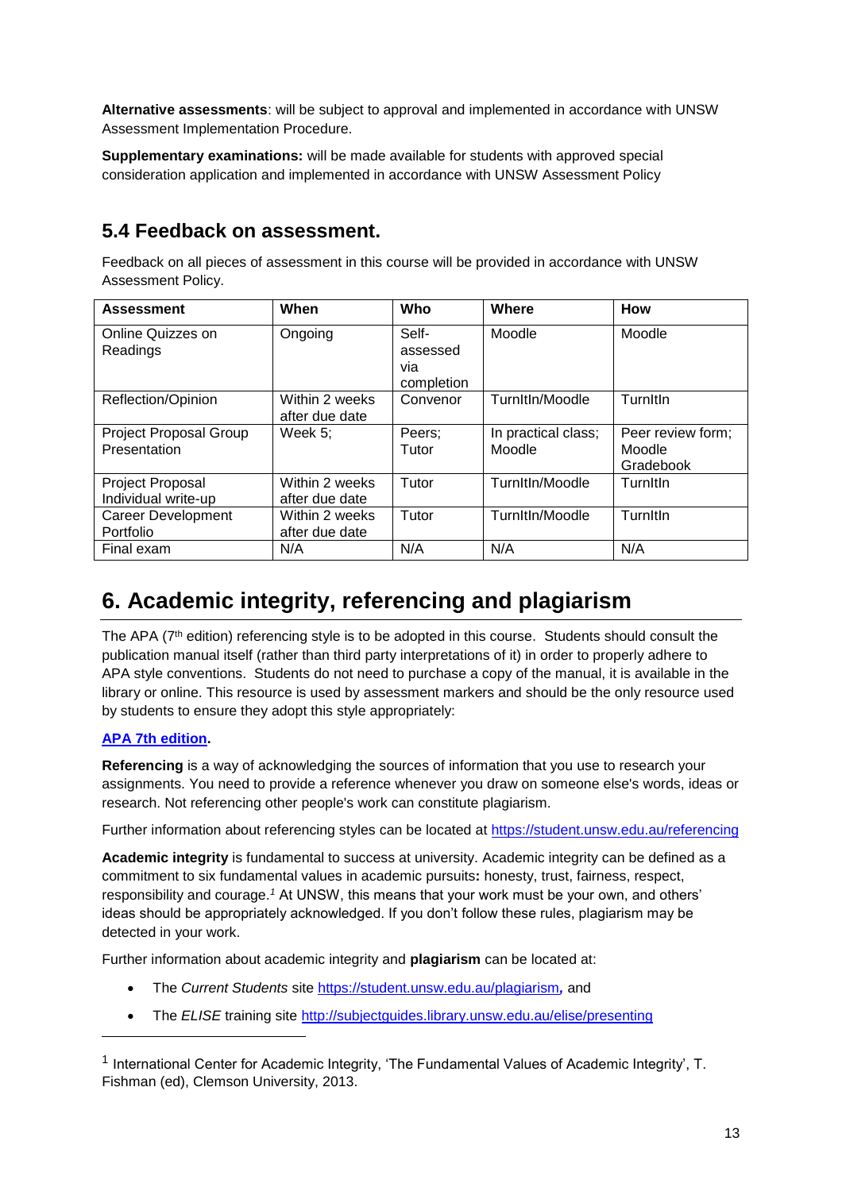**Alternative assessments**: will be subject to approval and implemented in accordance with UNSW Assessment Implementation Procedure.

**Supplementary examinations:** will be made available for students with approved special consideration application and implemented in accordance with UNSW Assessment Policy

## 5.4 Feedback on assessment.

Feedback on all pieces of assessment in this course will be provided in accordance with UNSW Assessment Policy.

| Assessment | When | Who | Where | How |
|---|---|---|---|---|
| Online Quizzes on Readings | Ongoing | Self-assessed via completion | Moodle | Moodle |
| Reflection/Opinion | Within 2 weeks after due date | Convenor | TurnItIn/Moodle | TurnItIn |
| Project Proposal Group Presentation | Week 5; | Peers; Tutor | In practical class; Moodle | Peer review form; Moodle Gradebook |
| Project Proposal Individual write-up | Within 2 weeks after due date | Tutor | TurnItIn/Moodle | TurnItIn |
| Career Development Portfolio | Within 2 weeks after due date | Tutor | TurnItIn/Moodle | TurnItIn |
| Final exam | N/A | N/A | N/A | N/A |

# 6. Academic integrity, referencing and plagiarism

The APA (7th edition) referencing style is to be adopted in this course. Students should consult the publication manual itself (rather than third party interpretations of it) in order to properly adhere to APA style conventions. Students do not need to purchase a copy of the manual, it is available in the library or online. This resource is used by assessment markers and should be the only resource used by students to ensure they adopt this style appropriately:

**APA 7th edition.**

**Referencing** is a way of acknowledging the sources of information that you use to research your assignments. You need to provide a reference whenever you draw on someone else's words, ideas or research. Not referencing other people's work can constitute plagiarism.

Further information about referencing styles can be located at https://student.unsw.edu.au/referencing

**Academic integrity** is fundamental to success at university. Academic integrity can be defined as a commitment to six fundamental values in academic pursuits**:** honesty, trust, fairness, respect, responsibility and courage.[1] At UNSW, this means that your work must be your own, and others' ideas should be appropriately acknowledged. If you don't follow these rules, plagiarism may be detected in your work.

Further information about academic integrity and **plagiarism** can be located at:

- The *Current Students* site https://student.unsw.edu.au/plagiarism**,** and
- The *ELISE* training site http://subjectguides.library.unsw.edu.au/elise/presenting

[1] International Center for Academic Integrity, 'The Fundamental Values of Academic Integrity', T. Fishman (ed), Clemson University, 2013.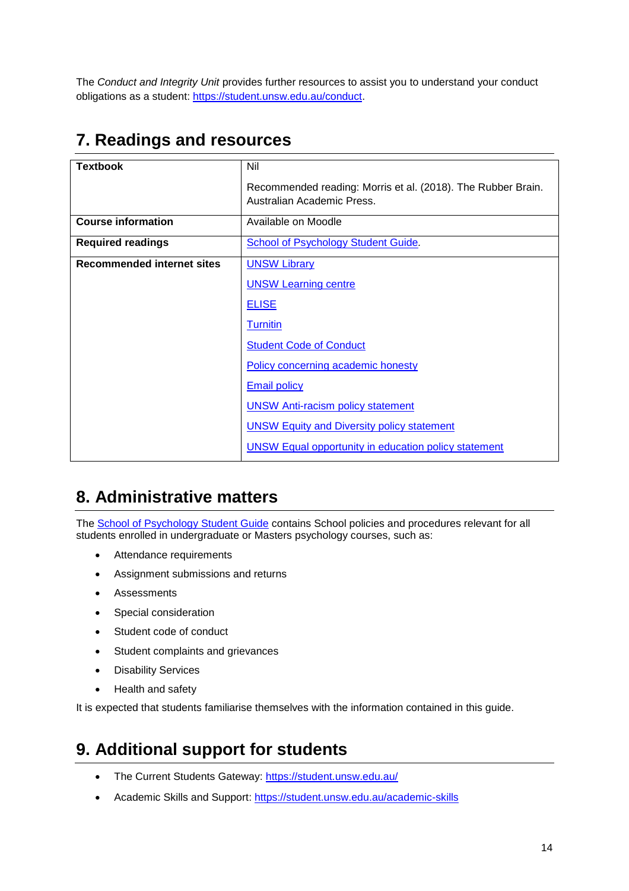The *Conduct and Integrity Unit* provides further resources to assist you to understand your conduct obligations as a student: https://student.unsw.edu.au/conduct.

## 7. Readings and resources

| **Textbook** | Nil<br><br>Recommended reading: Morris et al. (2018). The Rubber Brain. Australian Academic Press. |
|---|---|
| **Course information** | Available on Moodle |
| **Required readings** | School of Psychology Student Guide. |
| **Recommended internet sites** | UNSW Library<br><br>UNSW Learning centre<br><br>ELISE<br><br>Turnitin<br><br>Student Code of Conduct<br><br>Policy concerning academic honesty<br><br>Email policy<br><br>UNSW Anti-racism policy statement<br><br>UNSW Equity and Diversity policy statement<br><br>UNSW Equal opportunity in education policy statement |

## 8. Administrative matters

The School of Psychology Student Guide contains School policies and procedures relevant for all students enrolled in undergraduate or Masters psychology courses, such as:

- Attendance requirements
- Assignment submissions and returns
- Assessments
- Special consideration
- Student code of conduct
- Student complaints and grievances
- Disability Services
- Health and safety

It is expected that students familiarise themselves with the information contained in this guide.

## 9. Additional support for students

- The Current Students Gateway: https://student.unsw.edu.au/
- Academic Skills and Support: https://student.unsw.edu.au/academic-skills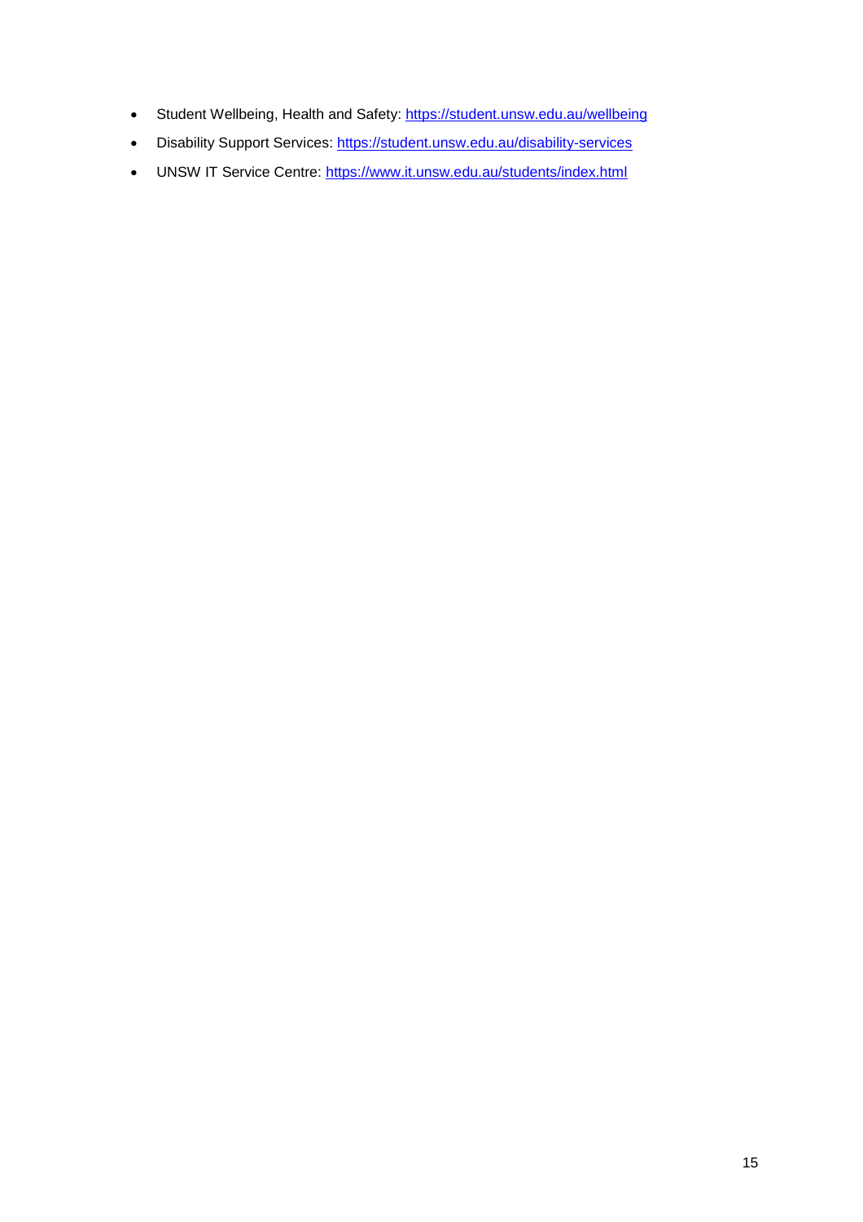- Student Wellbeing, Health and Safety: https://student.unsw.edu.au/wellbeing
- Disability Support Services: https://student.unsw.edu.au/disability-services
- UNSW IT Service Centre: https://www.it.unsw.edu.au/students/index.html